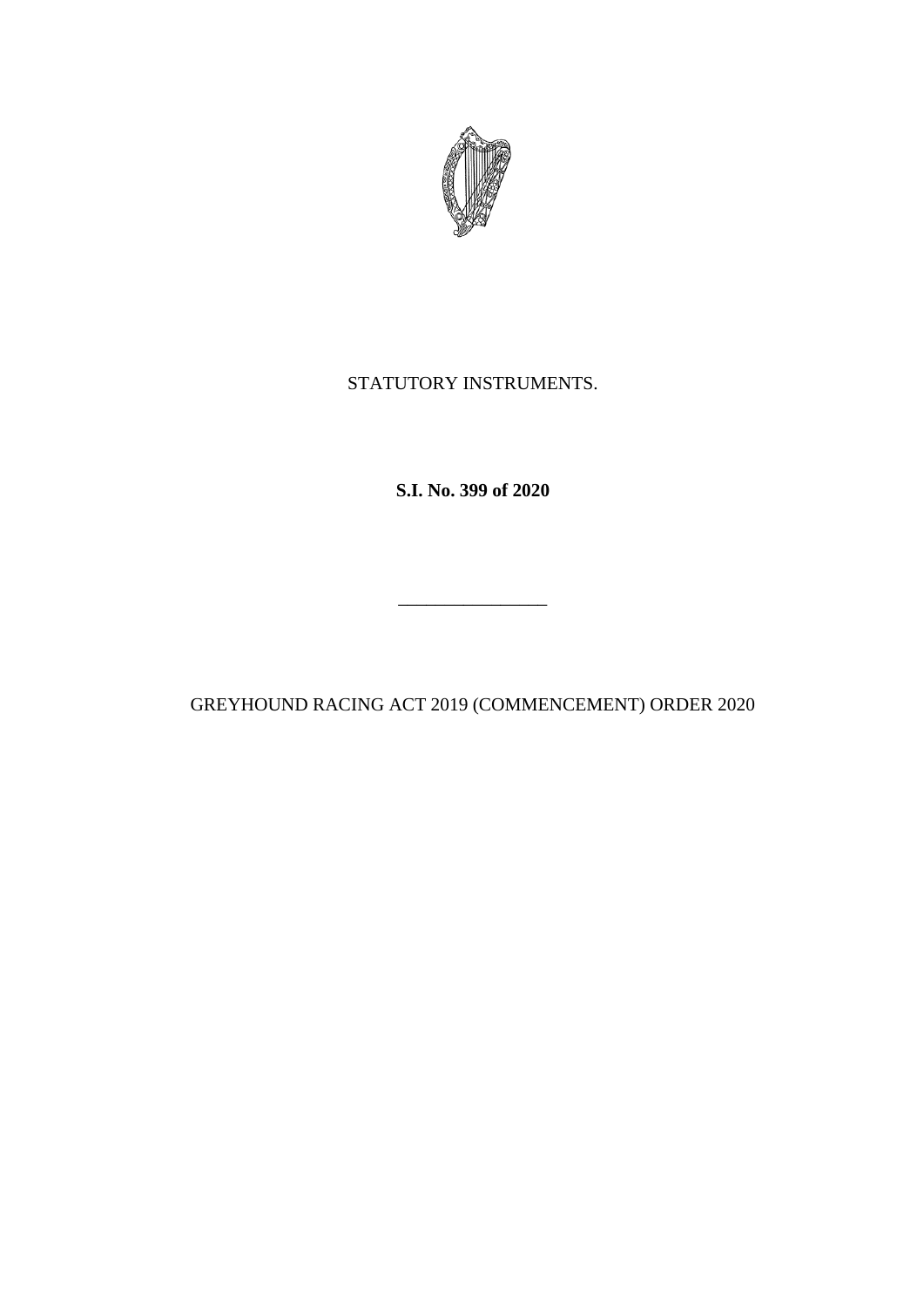STATUTORY INSTRUMENTS.

**S.I. No. 399 of 2020**

---

GREYHOUND RACING ACT 2019 (COMMENCEMENT) ORDER 2020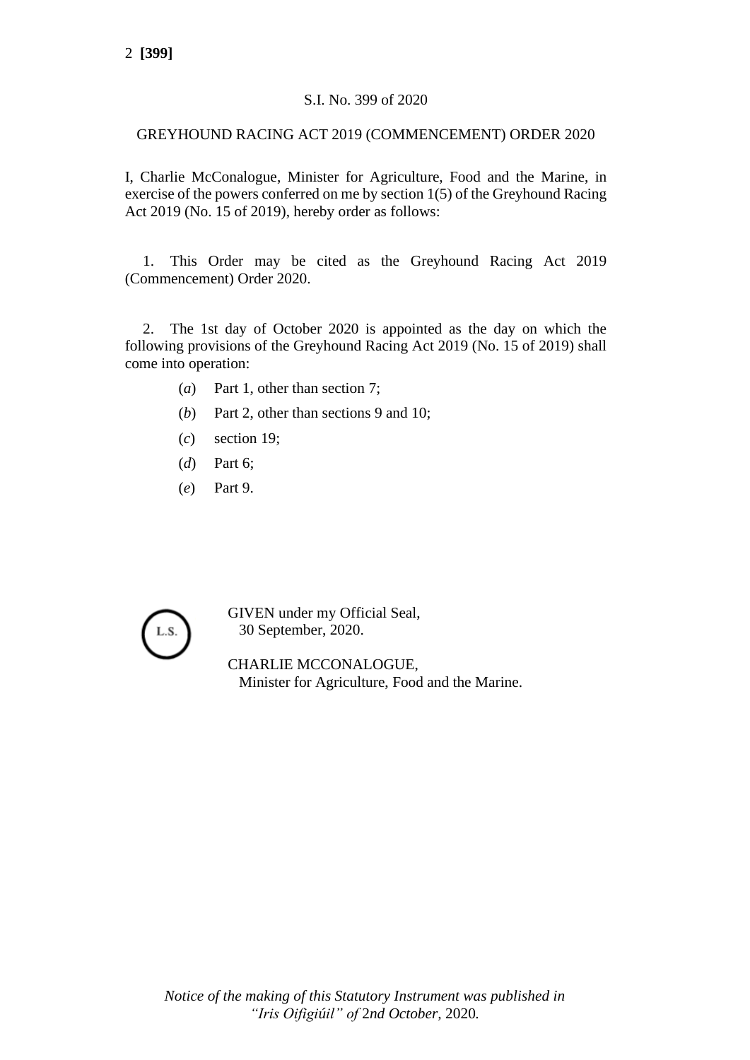S.I. No. 399 of 2020

GREYHOUND RACING ACT 2019 (COMMENCEMENT) ORDER 2020

I, Charlie McConalogue, Minister for Agriculture, Food and the Marine, in exercise of the powers conferred on me by section 1(5) of the Greyhound Racing Act 2019 (No. 15 of 2019), hereby order as follows:

1. This Order may be cited as the Greyhound Racing Act 2019 (Commencement) Order 2020.

2. The 1st day of October 2020 is appointed as the day on which the following provisions of the Greyhound Racing Act 2019 (No. 15 of 2019) shall come into operation:

(*a*) Part 1, other than section 7;

(*b*) Part 2, other than sections 9 and 10;

(*c*) section 19;

(*d*) Part 6;

(*e*) Part 9.

L.S.

GIVEN under my Official Seal,
30 September, 2020.

CHARLIE MCCONALOGUE,
Minister for Agriculture, Food and the Marine.

*Notice of the making of this Statutory Instrument was published in "Iris Oifigiúil" of* 2nd *October,* 2020*.*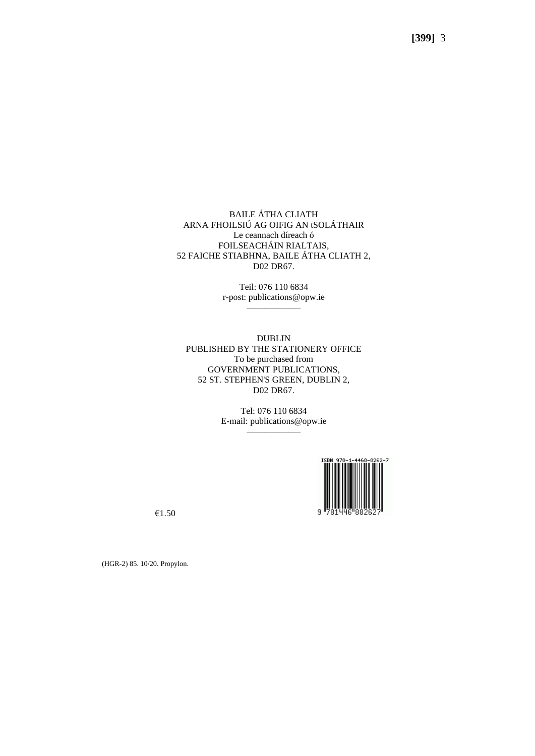BAILE ÁTHA CLIATH
ARNA FHOILSIÚ AG OIFIG AN tSOLÁTHAIR
Le ceannach díreach ó
FOILSEACHÁIN RIALTAIS,
52 FAICHE STIABHNA, BAILE ÁTHA CLIATH 2,
D02 DR67.

Teil: 076 110 6834
r-post: publications@opw.ie

---

DUBLIN
PUBLISHED BY THE STATIONERY OFFICE
To be purchased from
GOVERNMENT PUBLICATIONS,
52 ST. STEPHEN'S GREEN, DUBLIN 2,
D02 DR67.

Tel: 076 110 6834
E-mail: publications@opw.ie

---

ISBN 978-1-4468-8262-7

9 781446 882627

€1.50

(HGR-2) 85. 10/20. Propylon.